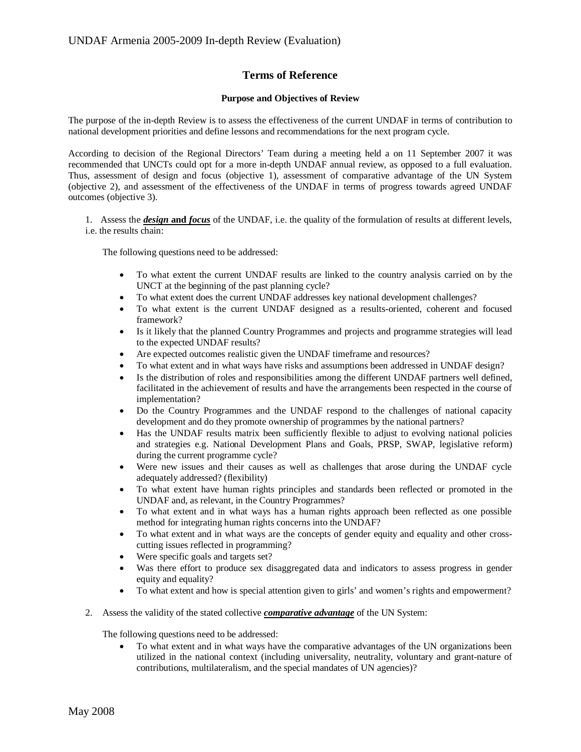# Terms of Reference

### Purpose and Objectives of Review

The purpose of the in-depth Review is to assess the effectiveness of the current UNDAF in terms of contribution to national development priorities and define lessons and recommendations for the next program cycle.

According to decision of the Regional Directors' Team during a meeting held a on 11 September 2007 it was recommended that UNCTs could opt for a more in-depth UNDAF annual review, as opposed to a full evaluation. Thus, assessment of design and focus (objective 1), assessment of comparative advantage of the UN System (objective 2), and assessment of the effectiveness of the UNDAF in terms of progress towards agreed UNDAF outcomes (objective 3).

1. Assess the ***design* and *focus*** of the UNDAF, i.e. the quality of the formulation of results at different levels, i.e. the results chain:

   The following questions need to be addressed:

   - To what extent the current UNDAF results are linked to the country analysis carried on by the UNCT at the beginning of the past planning cycle?
   - To what extent does the current UNDAF addresses key national development challenges?
   - To what extent is the current UNDAF designed as a results-oriented, coherent and focused framework?
   - Is it likely that the planned Country Programmes and projects and programme strategies will lead to the expected UNDAF results?
   - Are expected outcomes realistic given the UNDAF timeframe and resources?
   - To what extent and in what ways have risks and assumptions been addressed in UNDAF design?
   - Is the distribution of roles and responsibilities among the different UNDAF partners well defined, facilitated in the achievement of results and have the arrangements been respected in the course of implementation?
   - Do the Country Programmes and the UNDAF respond to the challenges of national capacity development and do they promote ownership of programmes by the national partners?
   - Has the UNDAF results matrix been sufficiently flexible to adjust to evolving national policies and strategies e.g. National Development Plans and Goals, PRSP, SWAP, legislative reform) during the current programme cycle?
   - Were new issues and their causes as well as challenges that arose during the UNDAF cycle adequately addressed? (flexibility)
   - To what extent have human rights principles and standards been reflected or promoted in the UNDAF and, as relevant, in the Country Programmes?
   - To what extent and in what ways has a human rights approach been reflected as one possible method for integrating human rights concerns into the UNDAF?
   - To what extent and in what ways are the concepts of gender equity and equality and other cross-cutting issues reflected in programming?
   - Were specific goals and targets set?
   - Was there effort to produce sex disaggregated data and indicators to assess progress in gender equity and equality?
   - To what extent and how is special attention given to girls' and women's rights and empowerment?

2. Assess the validity of the stated collective ***comparative advantage*** of the UN System:

   The following questions need to be addressed:
   - To what extent and in what ways have the comparative advantages of the UN organizations been utilized in the national context (including universality, neutrality, voluntary and grant-nature of contributions, multilateralism, and the special mandates of UN agencies)?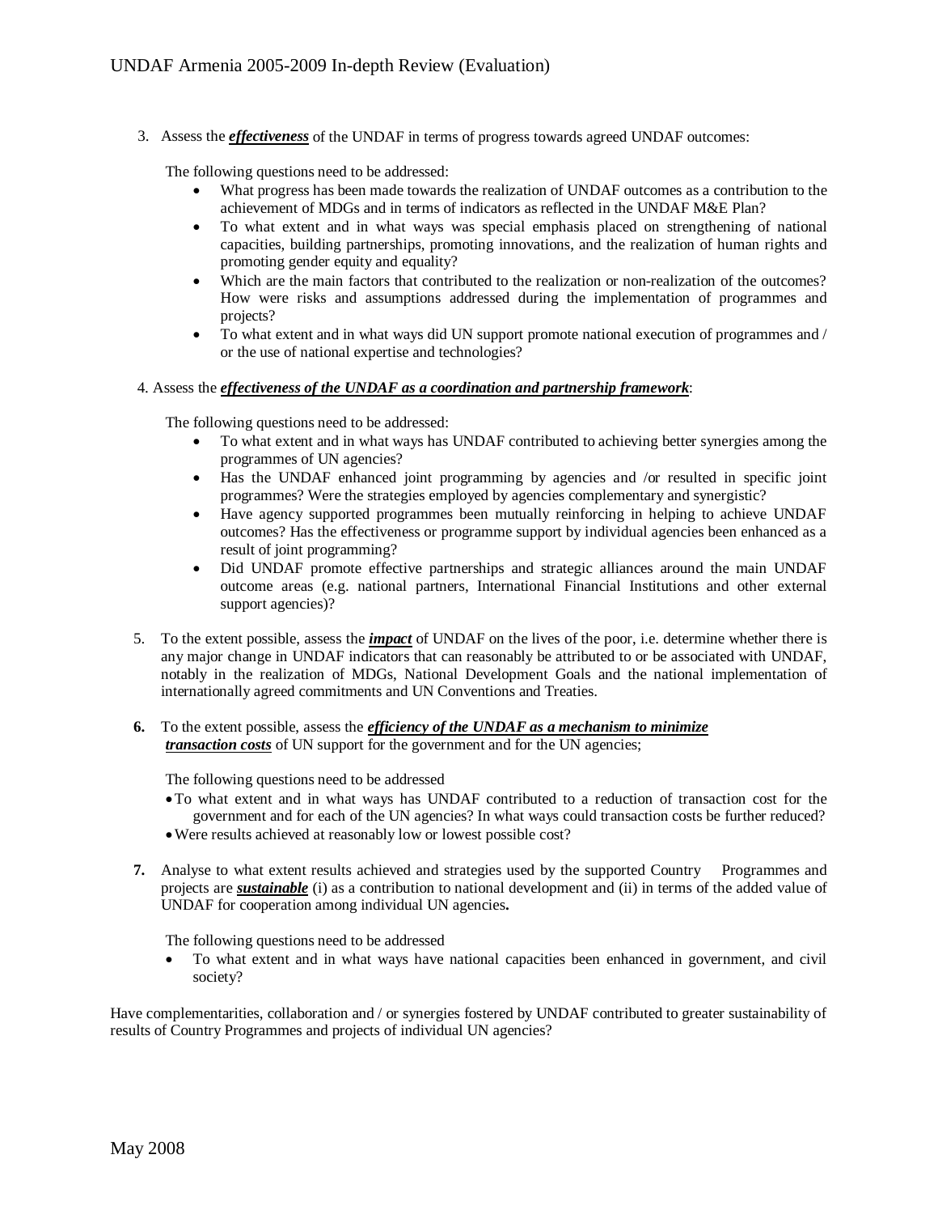3. Assess the ***effectiveness*** of the UNDAF in terms of progress towards agreed UNDAF outcomes:

   The following questions need to be addressed:
   - What progress has been made towards the realization of UNDAF outcomes as a contribution to the achievement of MDGs and in terms of indicators as reflected in the UNDAF M&E Plan?
   - To what extent and in what ways was special emphasis placed on strengthening of national capacities, building partnerships, promoting innovations, and the realization of human rights and promoting gender equity and equality?
   - Which are the main factors that contributed to the realization or non-realization of the outcomes? How were risks and assumptions addressed during the implementation of programmes and projects?
   - To what extent and in what ways did UN support promote national execution of programmes and / or the use of national expertise and technologies?

4. Assess the ***effectiveness of the UNDAF as a coordination and partnership framework***:

   The following questions need to be addressed:
   - To what extent and in what ways has UNDAF contributed to achieving better synergies among the programmes of UN agencies?
   - Has the UNDAF enhanced joint programming by agencies and /or resulted in specific joint programmes? Were the strategies employed by agencies complementary and synergistic?
   - Have agency supported programmes been mutually reinforcing in helping to achieve UNDAF outcomes? Has the effectiveness or programme support by individual agencies been enhanced as a result of joint programming?
   - Did UNDAF promote effective partnerships and strategic alliances around the main UNDAF outcome areas (e.g. national partners, International Financial Institutions and other external support agencies)?

5. To the extent possible, assess the ***impact*** of UNDAF on the lives of the poor, i.e. determine whether there is any major change in UNDAF indicators that can reasonably be attributed to or be associated with UNDAF, notably in the realization of MDGs, National Development Goals and the national implementation of internationally agreed commitments and UN Conventions and Treaties.

6. To the extent possible, assess the ***efficiency of the UNDAF as a mechanism to minimize transaction costs*** of UN support for the government and for the UN agencies;

   The following questions need to be addressed
   - To what extent and in what ways has UNDAF contributed to a reduction of transaction cost for the government and for each of the UN agencies? In what ways could transaction costs be further reduced?
   - Were results achieved at reasonably low or lowest possible cost?

7. Analyse to what extent results achieved and strategies used by the supported Country Programmes and projects are ***sustainable*** (i) as a contribution to national development and (ii) in terms of the added value of UNDAF for cooperation among individual UN agencies**.**

   The following questions need to be addressed
   - To what extent and in what ways have national capacities been enhanced in government, and civil society?

Have complementarities, collaboration and / or synergies fostered by UNDAF contributed to greater sustainability of results of Country Programmes and projects of individual UN agencies?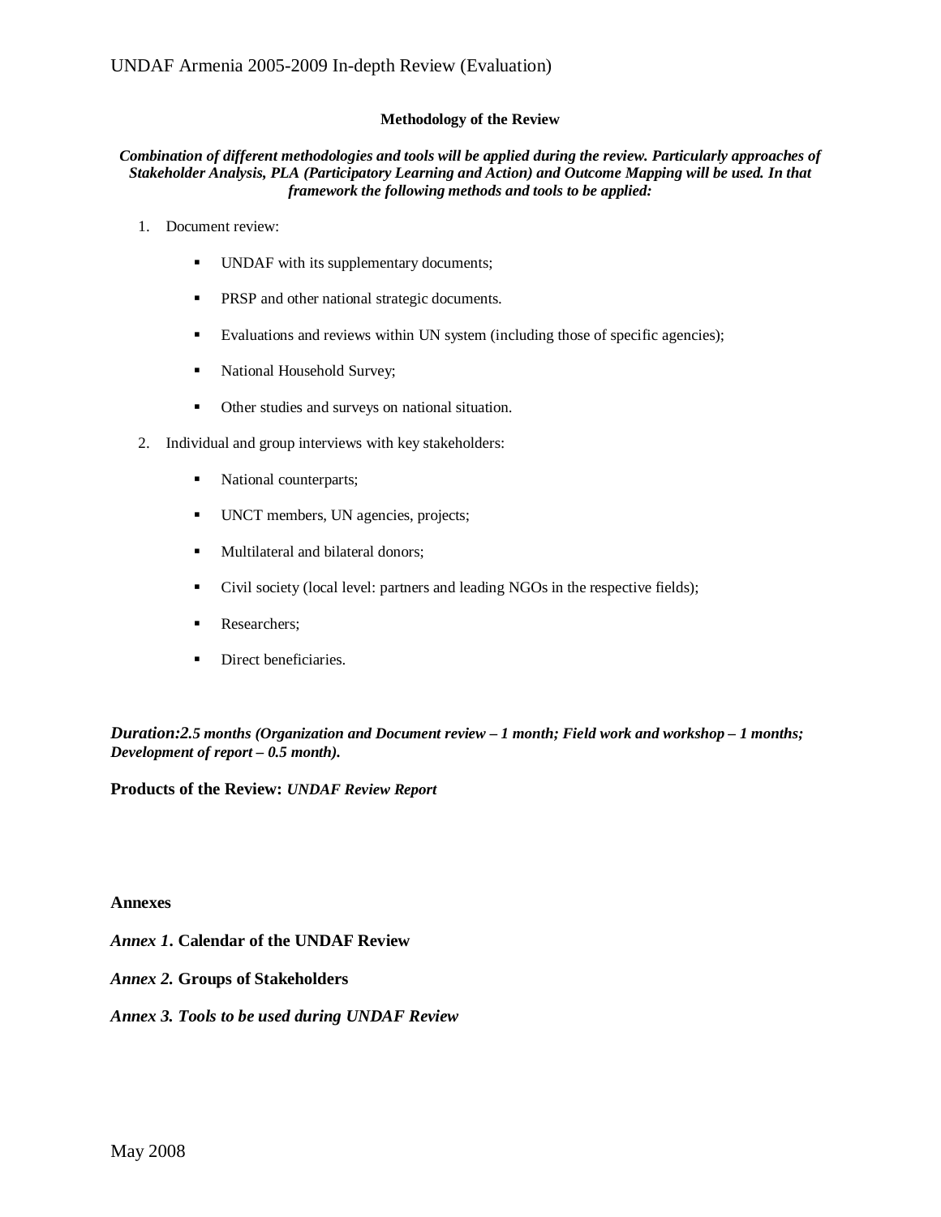**Methodology of the Review**

***Combination of different methodologies and tools will be applied during the review. Particularly approaches of Stakeholder Analysis, PLA (Participatory Learning and Action) and Outcome Mapping will be used. In that framework the following methods and tools to be applied:***

1. Document review:
   - UNDAF with its supplementary documents;
   - PRSP and other national strategic documents.
   - Evaluations and reviews within UN system (including those of specific agencies);
   - National Household Survey;
   - Other studies and surveys on national situation.
2. Individual and group interviews with key stakeholders:
   - National counterparts;
   - UNCT members, UN agencies, projects;
   - Multilateral and bilateral donors;
   - Civil society (local level: partners and leading NGOs in the respective fields);
   - Researchers;
   - Direct beneficiaries.

***Duration:2.5 months (Organization and Document review – 1 month; Field work and workshop – 1 months; Development of report – 0.5 month).***

**Products of the Review:** ***UNDAF Review Report***

**Annexes**

***Annex 1.*** **Calendar of the UNDAF Review**

***Annex 2.*** **Groups of Stakeholders**

***Annex 3. Tools to be used during UNDAF Review***